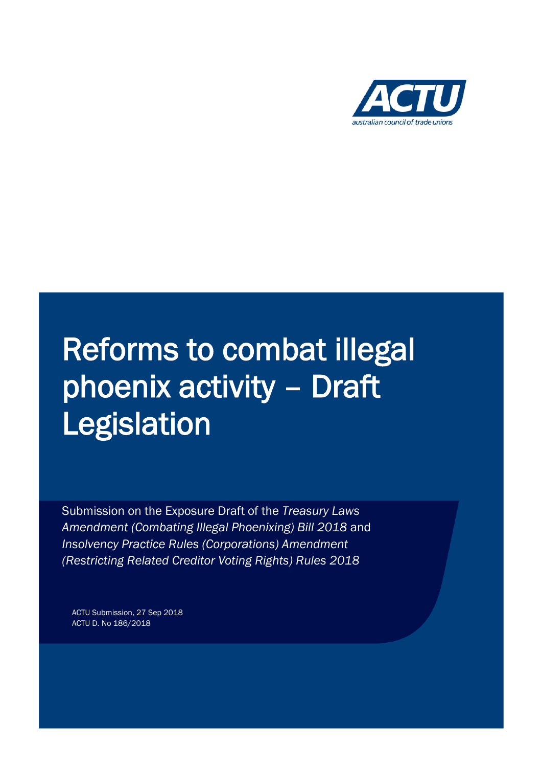ACTU

australian council of trade unions

# Reforms to combat illegal phoenix activity – Draft Legislation

Submission on the Exposure Draft of the *Treasury Laws Amendment (Combating Illegal Phoenixing) Bill 2018* and *Insolvency Practice Rules (Corporations) Amendment (Restricting Related Creditor Voting Rights) Rules 2018*

ACTU Submission, 27 Sep 2018
ACTU D. No 186/2018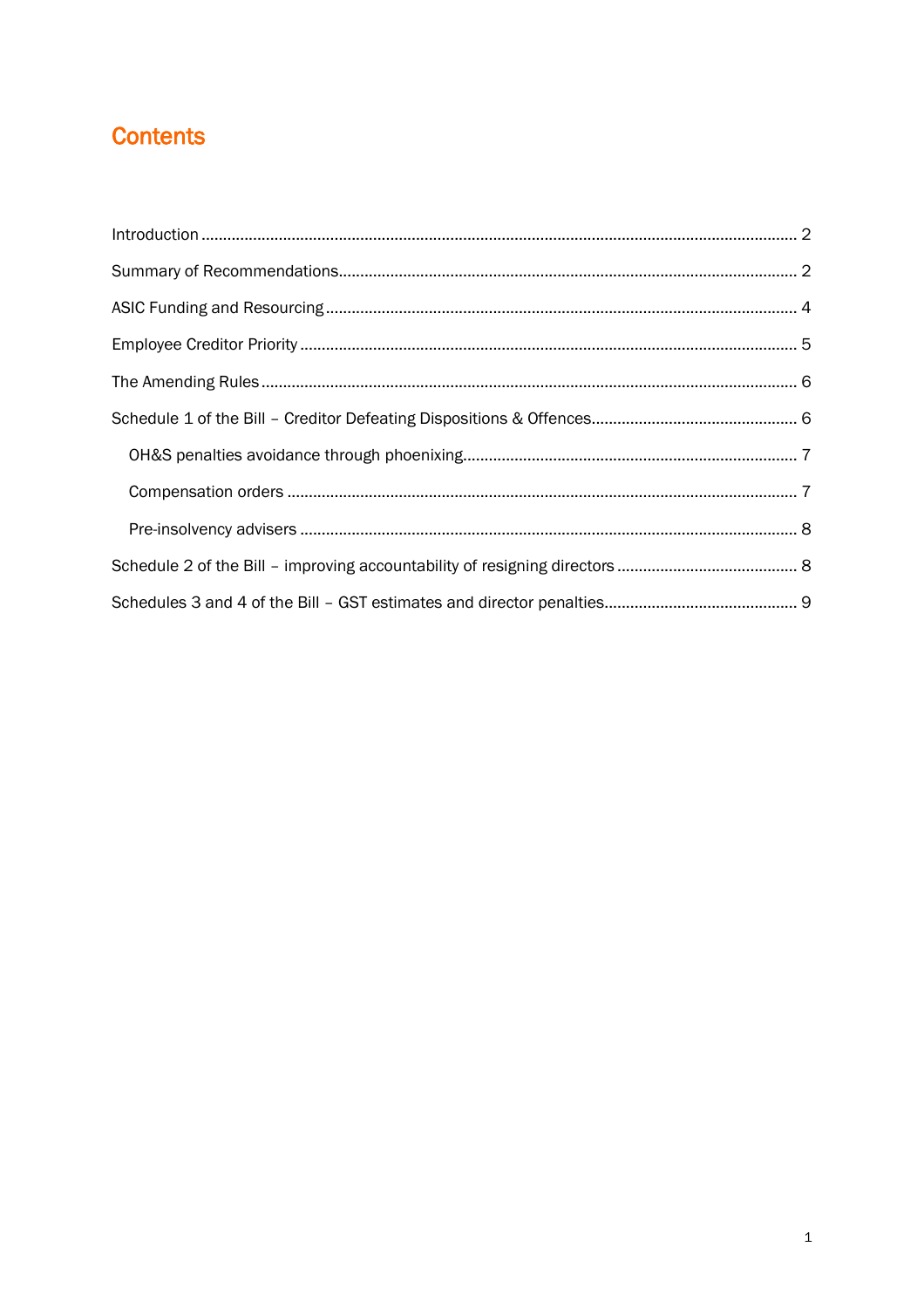# Contents

Introduction ........................................................................................................................................ 2

Summary of Recommendations........................................................................................................ 2

ASIC Funding and Resourcing ........................................................................................................... 4

Employee Creditor Priority ................................................................................................................. 5

The Amending Rules .......................................................................................................................... 6

Schedule 1 of the Bill – Creditor Defeating Dispositions & Offences............................................... 6

- OH&S penalties avoidance through phoenixing............................................................................ 7
- Compensation orders ..................................................................................................................... 7
- Pre-insolvency advisers .................................................................................................................. 8

Schedule 2 of the Bill – improving accountability of resigning directors ......................................... 8

Schedules 3 and 4 of the Bill – GST estimates and director penalties............................................ 9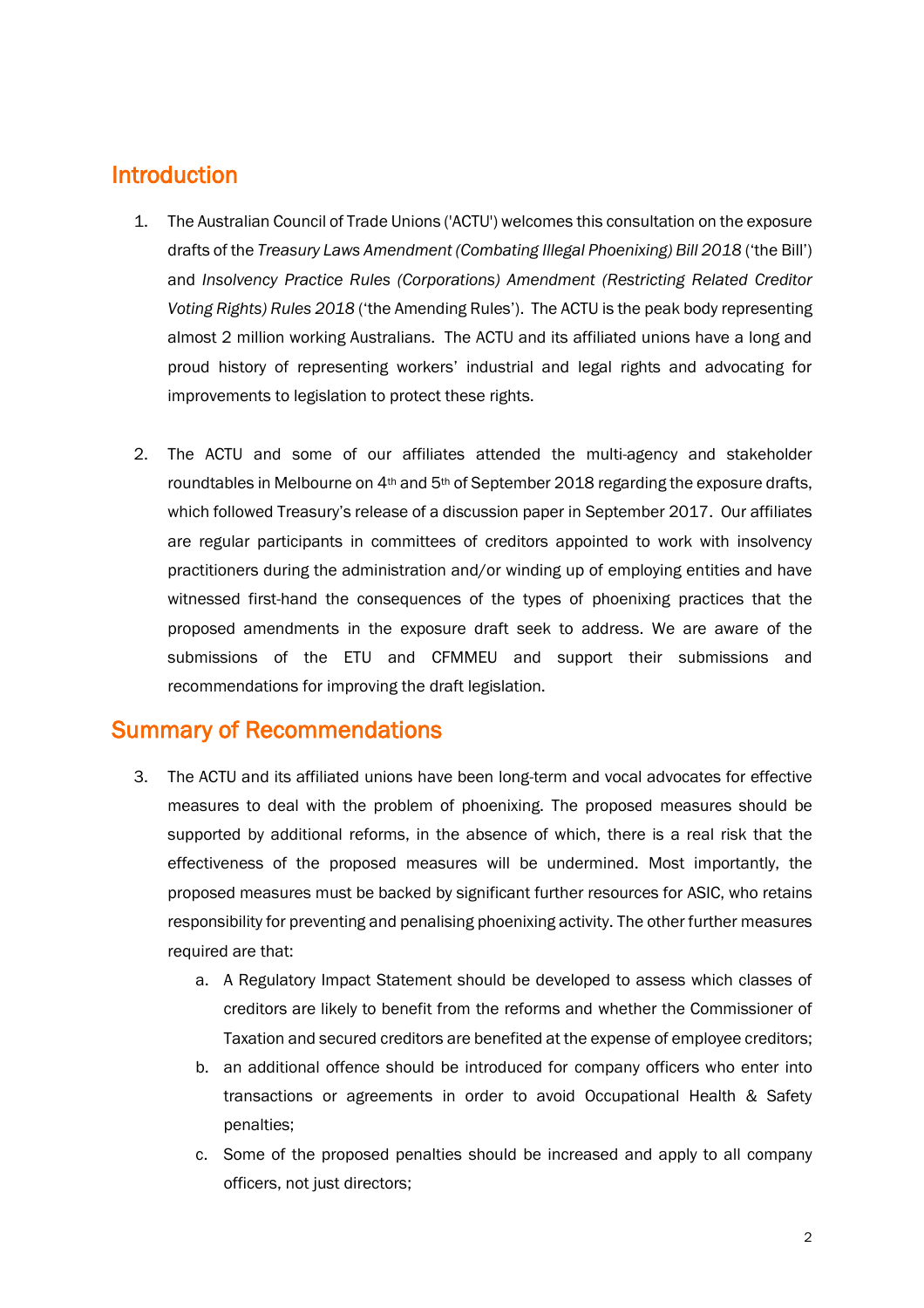## Introduction

1. The Australian Council of Trade Unions ('ACTU') welcomes this consultation on the exposure drafts of the *Treasury Laws Amendment (Combating Illegal Phoenixing) Bill 2018* ('the Bill') and *Insolvency Practice Rules (Corporations) Amendment (Restricting Related Creditor Voting Rights) Rules 2018* ('the Amending Rules'). The ACTU is the peak body representing almost 2 million working Australians. The ACTU and its affiliated unions have a long and proud history of representing workers' industrial and legal rights and advocating for improvements to legislation to protect these rights.

2. The ACTU and some of our affiliates attended the multi-agency and stakeholder roundtables in Melbourne on 4th and 5th of September 2018 regarding the exposure drafts, which followed Treasury's release of a discussion paper in September 2017. Our affiliates are regular participants in committees of creditors appointed to work with insolvency practitioners during the administration and/or winding up of employing entities and have witnessed first-hand the consequences of the types of phoenixing practices that the proposed amendments in the exposure draft seek to address. We are aware of the submissions of the ETU and CFMMEU and support their submissions and recommendations for improving the draft legislation.

## Summary of Recommendations

3. The ACTU and its affiliated unions have been long-term and vocal advocates for effective measures to deal with the problem of phoenixing. The proposed measures should be supported by additional reforms, in the absence of which, there is a real risk that the effectiveness of the proposed measures will be undermined. Most importantly, the proposed measures must be backed by significant further resources for ASIC, who retains responsibility for preventing and penalising phoenixing activity. The other further measures required are that:

    a. A Regulatory Impact Statement should be developed to assess which classes of creditors are likely to benefit from the reforms and whether the Commissioner of Taxation and secured creditors are benefited at the expense of employee creditors;

    b. an additional offence should be introduced for company officers who enter into transactions or agreements in order to avoid Occupational Health & Safety penalties;

    c. Some of the proposed penalties should be increased and apply to all company officers, not just directors;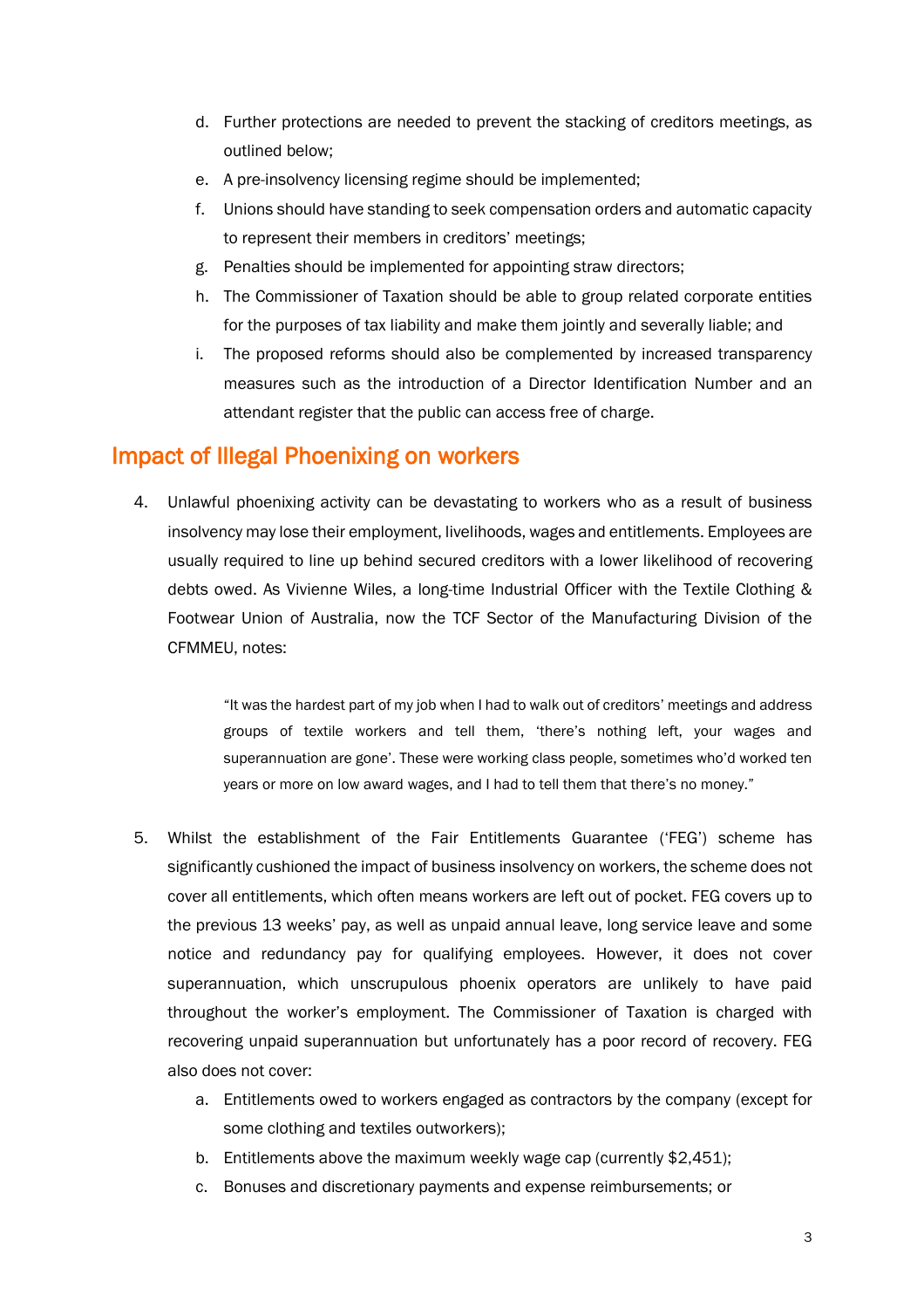d. Further protections are needed to prevent the stacking of creditors meetings, as outlined below;
e. A pre-insolvency licensing regime should be implemented;
f. Unions should have standing to seek compensation orders and automatic capacity to represent their members in creditors' meetings;
g. Penalties should be implemented for appointing straw directors;
h. The Commissioner of Taxation should be able to group related corporate entities for the purposes of tax liability and make them jointly and severally liable; and
i. The proposed reforms should also be complemented by increased transparency measures such as the introduction of a Director Identification Number and an attendant register that the public can access free of charge.

## Impact of Illegal Phoenixing on workers

4. Unlawful phoenixing activity can be devastating to workers who as a result of business insolvency may lose their employment, livelihoods, wages and entitlements. Employees are usually required to line up behind secured creditors with a lower likelihood of recovering debts owed. As Vivienne Wiles, a long-time Industrial Officer with the Textile Clothing & Footwear Union of Australia, now the TCF Sector of the Manufacturing Division of the CFMMEU, notes:

> "It was the hardest part of my job when I had to walk out of creditors' meetings and address groups of textile workers and tell them, 'there's nothing left, your wages and superannuation are gone'. These were working class people, sometimes who'd worked ten years or more on low award wages, and I had to tell them that there's no money."

5. Whilst the establishment of the Fair Entitlements Guarantee ('FEG') scheme has significantly cushioned the impact of business insolvency on workers, the scheme does not cover all entitlements, which often means workers are left out of pocket. FEG covers up to the previous 13 weeks' pay, as well as unpaid annual leave, long service leave and some notice and redundancy pay for qualifying employees. However, it does not cover superannuation, which unscrupulous phoenix operators are unlikely to have paid throughout the worker's employment. The Commissioner of Taxation is charged with recovering unpaid superannuation but unfortunately has a poor record of recovery. FEG also does not cover:
   a. Entitlements owed to workers engaged as contractors by the company (except for some clothing and textiles outworkers);
   b. Entitlements above the maximum weekly wage cap (currently $2,451);
   c. Bonuses and discretionary payments and expense reimbursements; or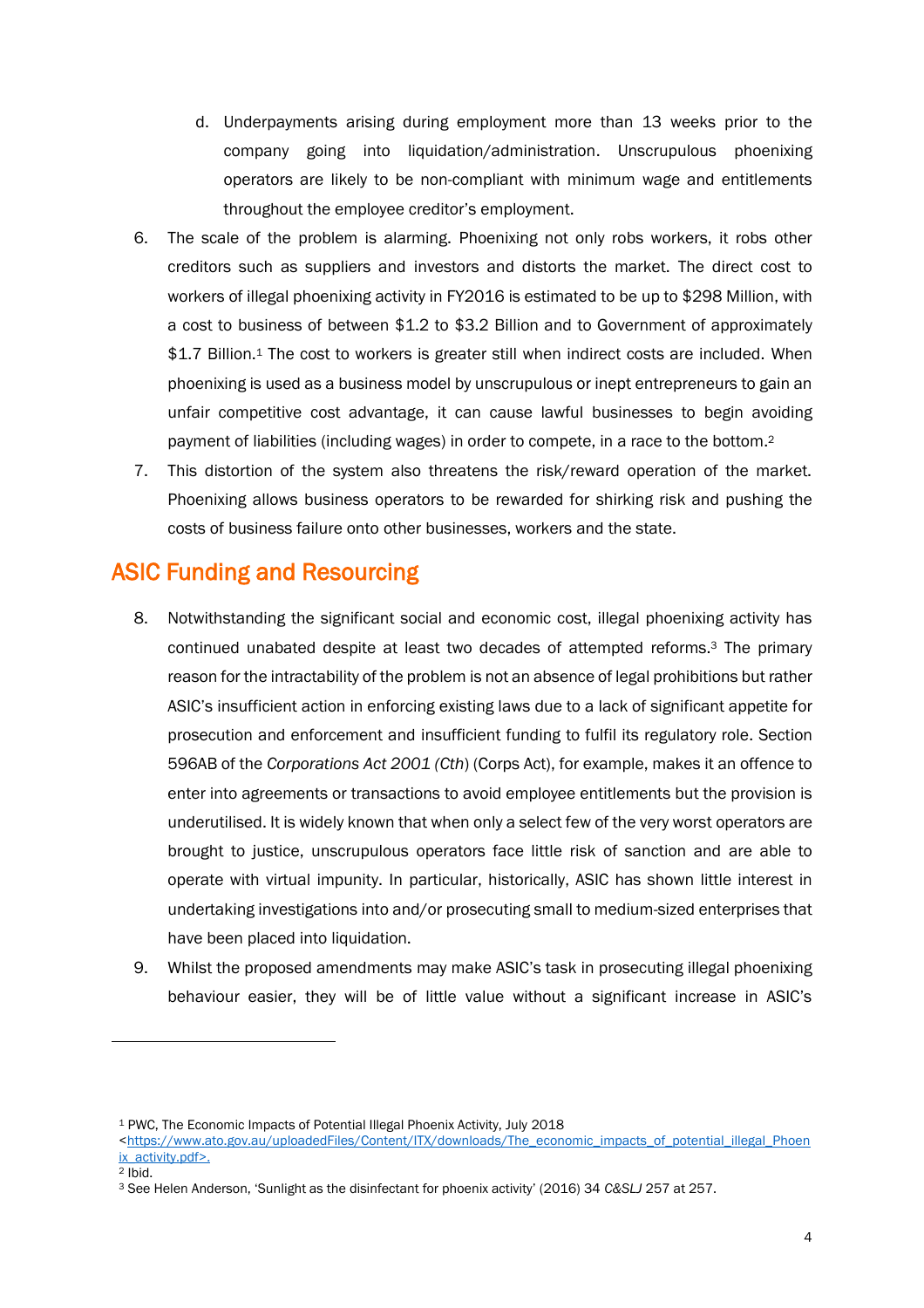d. Underpayments arising during employment more than 13 weeks prior to the company going into liquidation/administration. Unscrupulous phoenixing operators are likely to be non-compliant with minimum wage and entitlements throughout the employee creditor's employment.

6. The scale of the problem is alarming. Phoenixing not only robs workers, it robs other creditors such as suppliers and investors and distorts the market. The direct cost to workers of illegal phoenixing activity in FY2016 is estimated to be up to $298 Million, with a cost to business of between $1.2 to $3.2 Billion and to Government of approximately $1.7 Billion.[1] The cost to workers is greater still when indirect costs are included. When phoenixing is used as a business model by unscrupulous or inept entrepreneurs to gain an unfair competitive cost advantage, it can cause lawful businesses to begin avoiding payment of liabilities (including wages) in order to compete, in a race to the bottom.[2]

7. This distortion of the system also threatens the risk/reward operation of the market. Phoenixing allows business operators to be rewarded for shirking risk and pushing the costs of business failure onto other businesses, workers and the state.

## ASIC Funding and Resourcing

8. Notwithstanding the significant social and economic cost, illegal phoenixing activity has continued unabated despite at least two decades of attempted reforms.[3] The primary reason for the intractability of the problem is not an absence of legal prohibitions but rather ASIC's insufficient action in enforcing existing laws due to a lack of significant appetite for prosecution and enforcement and insufficient funding to fulfil its regulatory role. Section 596AB of the *Corporations Act 2001 (Cth*) (Corps Act), for example, makes it an offence to enter into agreements or transactions to avoid employee entitlements but the provision is underutilised. It is widely known that when only a select few of the very worst operators are brought to justice, unscrupulous operators face little risk of sanction and are able to operate with virtual impunity. In particular, historically, ASIC has shown little interest in undertaking investigations into and/or prosecuting small to medium-sized enterprises that have been placed into liquidation.

9. Whilst the proposed amendments may make ASIC's task in prosecuting illegal phoenixing behaviour easier, they will be of little value without a significant increase in ASIC's

---

[1] PWC, The Economic Impacts of Potential Illegal Phoenix Activity, July 2018 <https://www.ato.gov.au/uploadedFiles/Content/ITX/downloads/The_economic_impacts_of_potential_illegal_Phoenix_activity.pdf>.

[2] Ibid.

[3] See Helen Anderson, 'Sunlight as the disinfectant for phoenix activity' (2016) 34 *C&SLJ* 257 at 257.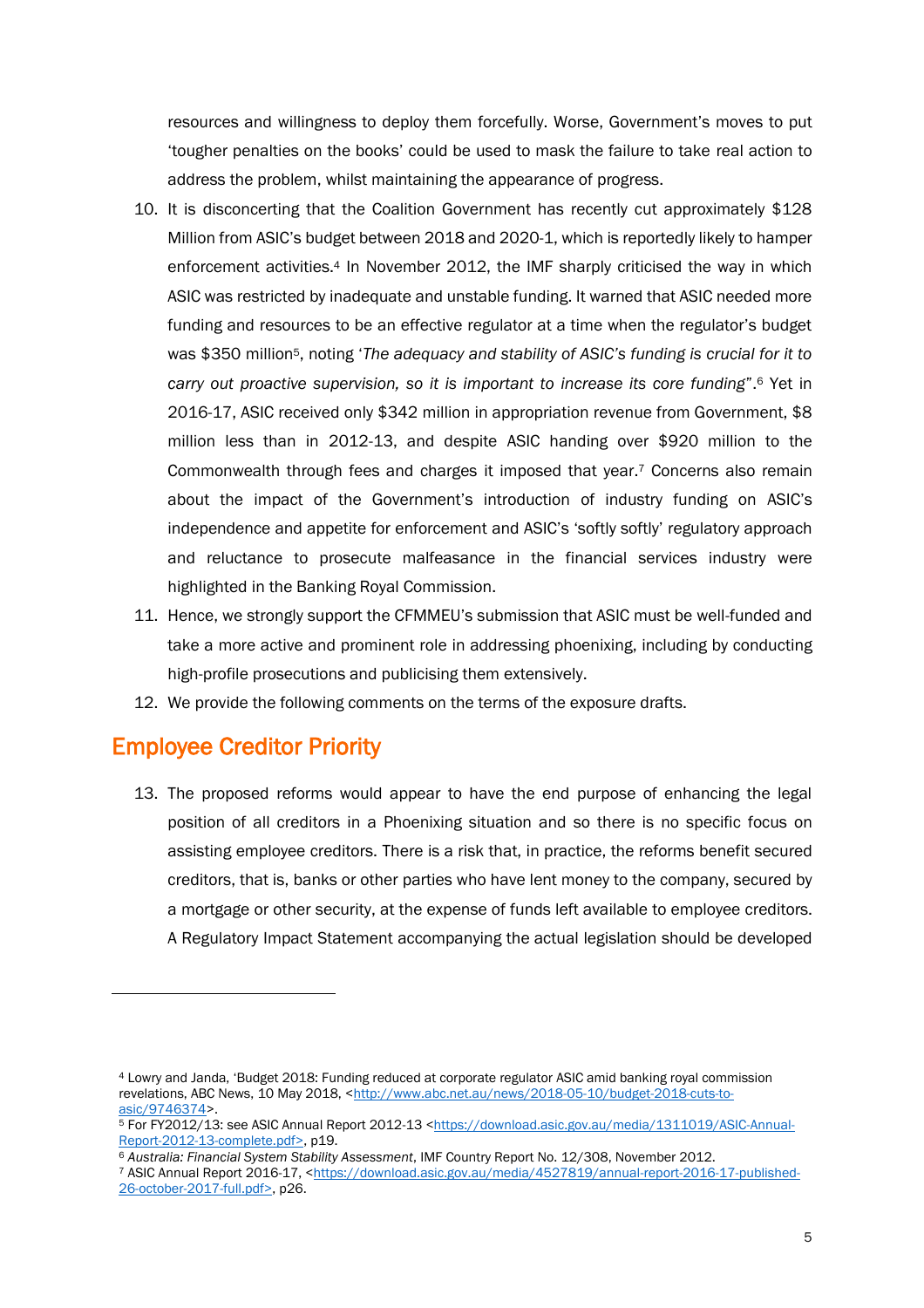resources and willingness to deploy them forcefully. Worse, Government's moves to put 'tougher penalties on the books' could be used to mask the failure to take real action to address the problem, whilst maintaining the appearance of progress.

10. It is disconcerting that the Coalition Government has recently cut approximately $128 Million from ASIC's budget between 2018 and 2020-1, which is reportedly likely to hamper enforcement activities.[4] In November 2012, the IMF sharply criticised the way in which ASIC was restricted by inadequate and unstable funding. It warned that ASIC needed more funding and resources to be an effective regulator at a time when the regulator's budget was $350 million[5], noting '*The adequacy and stability of ASIC's funding is crucial for it to carry out proactive supervision, so it is important to increase its core funding*'.[6] Yet in 2016-17, ASIC received only $342 million in appropriation revenue from Government, $8 million less than in 2012-13, and despite ASIC handing over $920 million to the Commonwealth through fees and charges it imposed that year.[7] Concerns also remain about the impact of the Government's introduction of industry funding on ASIC's independence and appetite for enforcement and ASIC's 'softly softly' regulatory approach and reluctance to prosecute malfeasance in the financial services industry were highlighted in the Banking Royal Commission.
11. Hence, we strongly support the CFMMEU's submission that ASIC must be well-funded and take a more active and prominent role in addressing phoenixing, including by conducting high-profile prosecutions and publicising them extensively.
12. We provide the following comments on the terms of the exposure drafts.

## Employee Creditor Priority

13. The proposed reforms would appear to have the end purpose of enhancing the legal position of all creditors in a Phoenixing situation and so there is no specific focus on assisting employee creditors. There is a risk that, in practice, the reforms benefit secured creditors, that is, banks or other parties who have lent money to the company, secured by a mortgage or other security, at the expense of funds left available to employee creditors. A Regulatory Impact Statement accompanying the actual legislation should be developed

---

[4] Lowry and Janda, 'Budget 2018: Funding reduced at corporate regulator ASIC amid banking royal commission revelations, ABC News, 10 May 2018, <http://www.abc.net.au/news/2018-05-10/budget-2018-cuts-to-asic/9746374>.

[5] For FY2012/13: see ASIC Annual Report 2012-13 <https://download.asic.gov.au/media/1311019/ASIC-Annual-Report-2012-13-complete.pdf>, p19.

[6] *Australia: Financial System Stability Assessment*, IMF Country Report No. 12/308, November 2012.

[7] ASIC Annual Report 2016-17, <https://download.asic.gov.au/media/4527819/annual-report-2016-17-published-26-october-2017-full.pdf>, p26.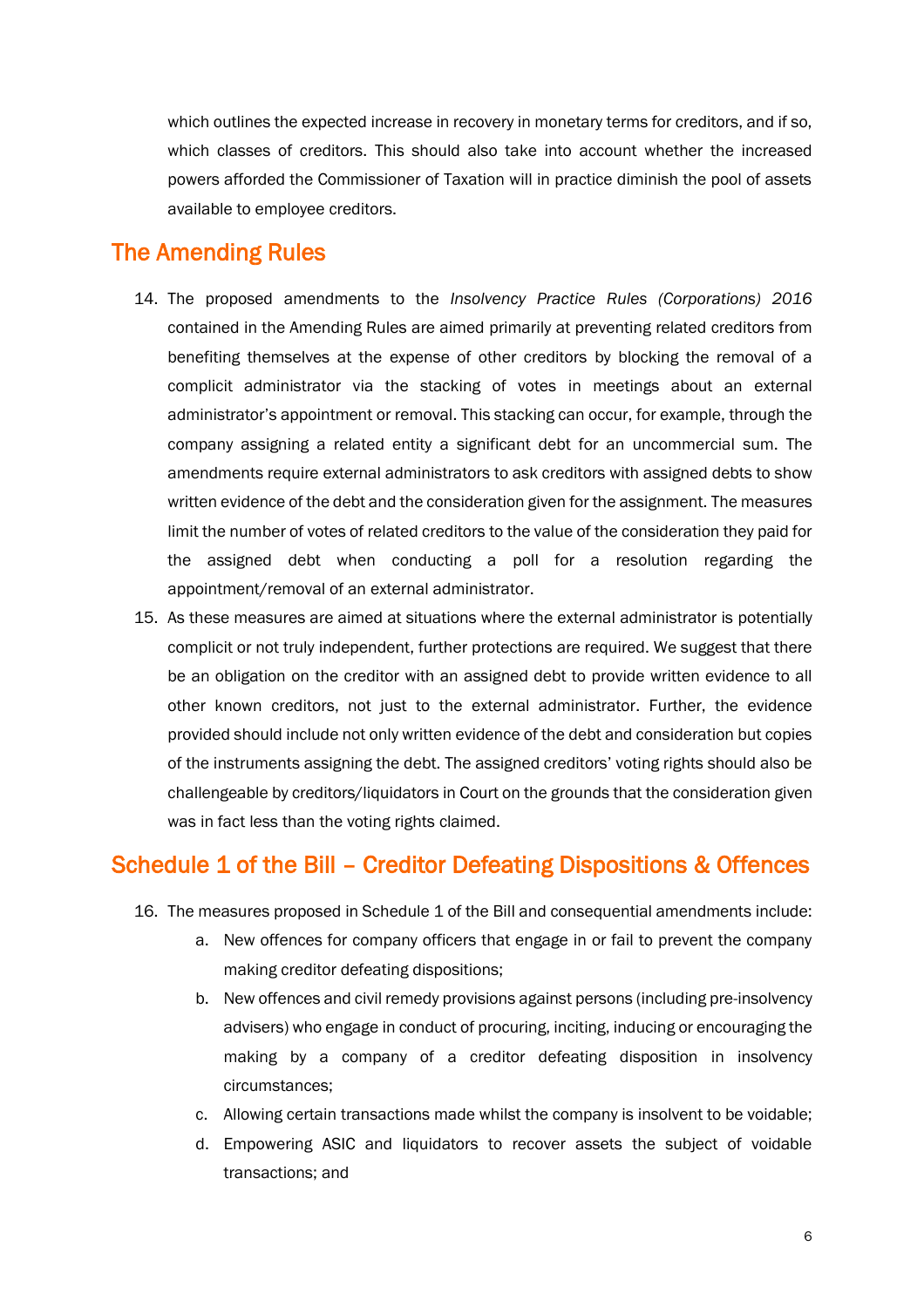which outlines the expected increase in recovery in monetary terms for creditors, and if so, which classes of creditors. This should also take into account whether the increased powers afforded the Commissioner of Taxation will in practice diminish the pool of assets available to employee creditors.

## The Amending Rules

14. The proposed amendments to the *Insolvency Practice Rules (Corporations) 2016* contained in the Amending Rules are aimed primarily at preventing related creditors from benefiting themselves at the expense of other creditors by blocking the removal of a complicit administrator via the stacking of votes in meetings about an external administrator's appointment or removal. This stacking can occur, for example, through the company assigning a related entity a significant debt for an uncommercial sum. The amendments require external administrators to ask creditors with assigned debts to show written evidence of the debt and the consideration given for the assignment. The measures limit the number of votes of related creditors to the value of the consideration they paid for the assigned debt when conducting a poll for a resolution regarding the appointment/removal of an external administrator.
15. As these measures are aimed at situations where the external administrator is potentially complicit or not truly independent, further protections are required. We suggest that there be an obligation on the creditor with an assigned debt to provide written evidence to all other known creditors, not just to the external administrator. Further, the evidence provided should include not only written evidence of the debt and consideration but copies of the instruments assigning the debt. The assigned creditors' voting rights should also be challengeable by creditors/liquidators in Court on the grounds that the consideration given was in fact less than the voting rights claimed.

## Schedule 1 of the Bill – Creditor Defeating Dispositions & Offences

16. The measures proposed in Schedule 1 of the Bill and consequential amendments include:
    a. New offences for company officers that engage in or fail to prevent the company making creditor defeating dispositions;
    b. New offences and civil remedy provisions against persons (including pre-insolvency advisers) who engage in conduct of procuring, inciting, inducing or encouraging the making by a company of a creditor defeating disposition in insolvency circumstances;
    c. Allowing certain transactions made whilst the company is insolvent to be voidable;
    d. Empowering ASIC and liquidators to recover assets the subject of voidable transactions; and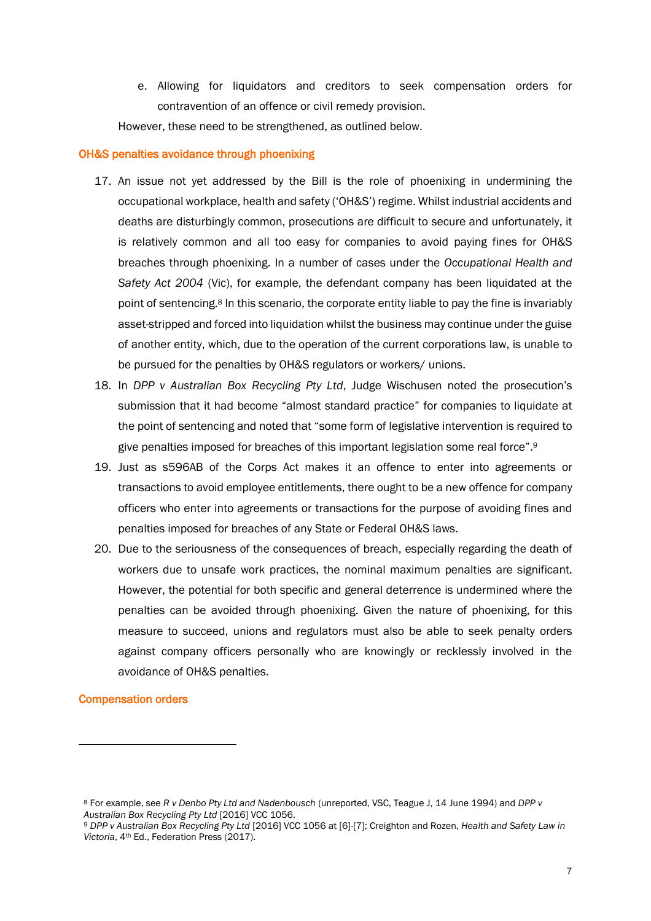e. Allowing for liquidators and creditors to seek compensation orders for contravention of an offence or civil remedy provision.

However, these need to be strengthened, as outlined below.

## OH&S penalties avoidance through phoenixing

17. An issue not yet addressed by the Bill is the role of phoenixing in undermining the occupational workplace, health and safety ('OH&S') regime. Whilst industrial accidents and deaths are disturbingly common, prosecutions are difficult to secure and unfortunately, it is relatively common and all too easy for companies to avoid paying fines for OH&S breaches through phoenixing. In a number of cases under the *Occupational Health and Safety Act 2004* (Vic), for example, the defendant company has been liquidated at the point of sentencing.[8] In this scenario, the corporate entity liable to pay the fine is invariably asset-stripped and forced into liquidation whilst the business may continue under the guise of another entity, which, due to the operation of the current corporations law, is unable to be pursued for the penalties by OH&S regulators or workers/ unions.
18. In *DPP v Australian Box Recycling Pty Ltd*, Judge Wischusen noted the prosecution's submission that it had become "almost standard practice" for companies to liquidate at the point of sentencing and noted that "some form of legislative intervention is required to give penalties imposed for breaches of this important legislation some real force".[9]
19. Just as s596AB of the Corps Act makes it an offence to enter into agreements or transactions to avoid employee entitlements, there ought to be a new offence for company officers who enter into agreements or transactions for the purpose of avoiding fines and penalties imposed for breaches of any State or Federal OH&S laws.
20. Due to the seriousness of the consequences of breach, especially regarding the death of workers due to unsafe work practices, the nominal maximum penalties are significant. However, the potential for both specific and general deterrence is undermined where the penalties can be avoided through phoenixing. Given the nature of phoenixing, for this measure to succeed, unions and regulators must also be able to seek penalty orders against company officers personally who are knowingly or recklessly involved in the avoidance of OH&S penalties.

## Compensation orders

---

[8] For example, see *R v Denbo Pty Ltd and Nadenbousch* (unreported, VSC, Teague J, 14 June 1994) and *DPP v Australian Box Recycling Pty Ltd* [2016] VCC 1056.

[9] *DPP v Australian Box Recycling Pty Ltd* [2016] VCC 1056 at [6]-[7]; Creighton and Rozen, *Health and Safety Law in Victoria*, 4th Ed., Federation Press (2017).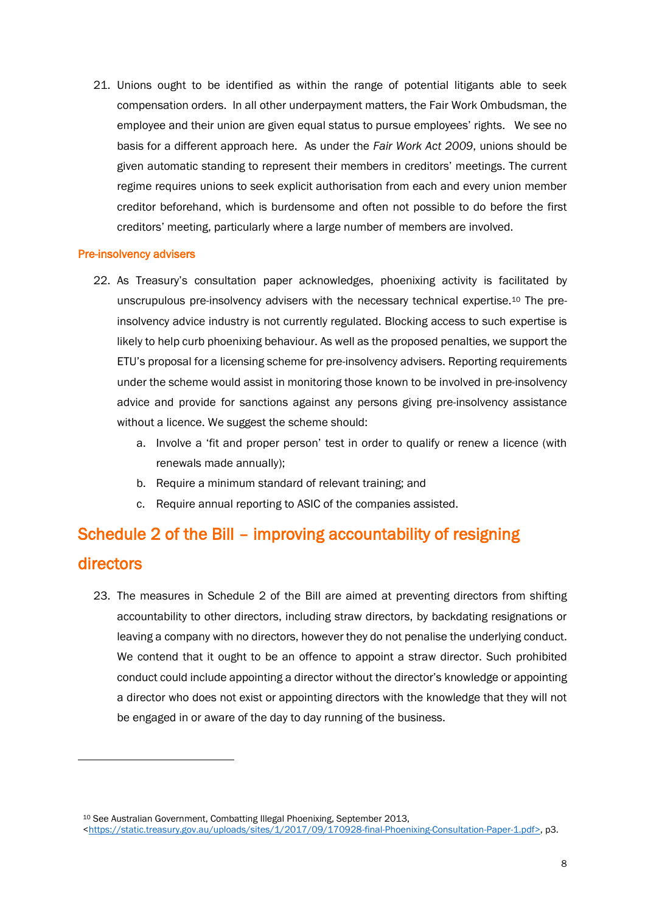21. Unions ought to be identified as within the range of potential litigants able to seek compensation orders. In all other underpayment matters, the Fair Work Ombudsman, the employee and their union are given equal status to pursue employees' rights. We see no basis for a different approach here. As under the *Fair Work Act 2009*, unions should be given automatic standing to represent their members in creditors' meetings. The current regime requires unions to seek explicit authorisation from each and every union member creditor beforehand, which is burdensome and often not possible to do before the first creditors' meeting, particularly where a large number of members are involved.

### Pre-insolvency advisers

22. As Treasury's consultation paper acknowledges, phoenixing activity is facilitated by unscrupulous pre-insolvency advisers with the necessary technical expertise.[10] The pre-insolvency advice industry is not currently regulated. Blocking access to such expertise is likely to help curb phoenixing behaviour. As well as the proposed penalties, we support the ETU's proposal for a licensing scheme for pre-insolvency advisers. Reporting requirements under the scheme would assist in monitoring those known to be involved in pre-insolvency advice and provide for sanctions against any persons giving pre-insolvency assistance without a licence. We suggest the scheme should:
    a. Involve a 'fit and proper person' test in order to qualify or renew a licence (with renewals made annually);
    b. Require a minimum standard of relevant training; and
    c. Require annual reporting to ASIC of the companies assisted.

## Schedule 2 of the Bill – improving accountability of resigning directors

23. The measures in Schedule 2 of the Bill are aimed at preventing directors from shifting accountability to other directors, including straw directors, by backdating resignations or leaving a company with no directors, however they do not penalise the underlying conduct. We contend that it ought to be an offence to appoint a straw director. Such prohibited conduct could include appointing a director without the director's knowledge or appointing a director who does not exist or appointing directors with the knowledge that they will not be engaged in or aware of the day to day running of the business.

---

[10] See Australian Government, Combatting Illegal Phoenixing, September 2013, <https://static.treasury.gov.au/uploads/sites/1/2017/09/170928-final-Phoenixing-Consultation-Paper-1.pdf>, p3.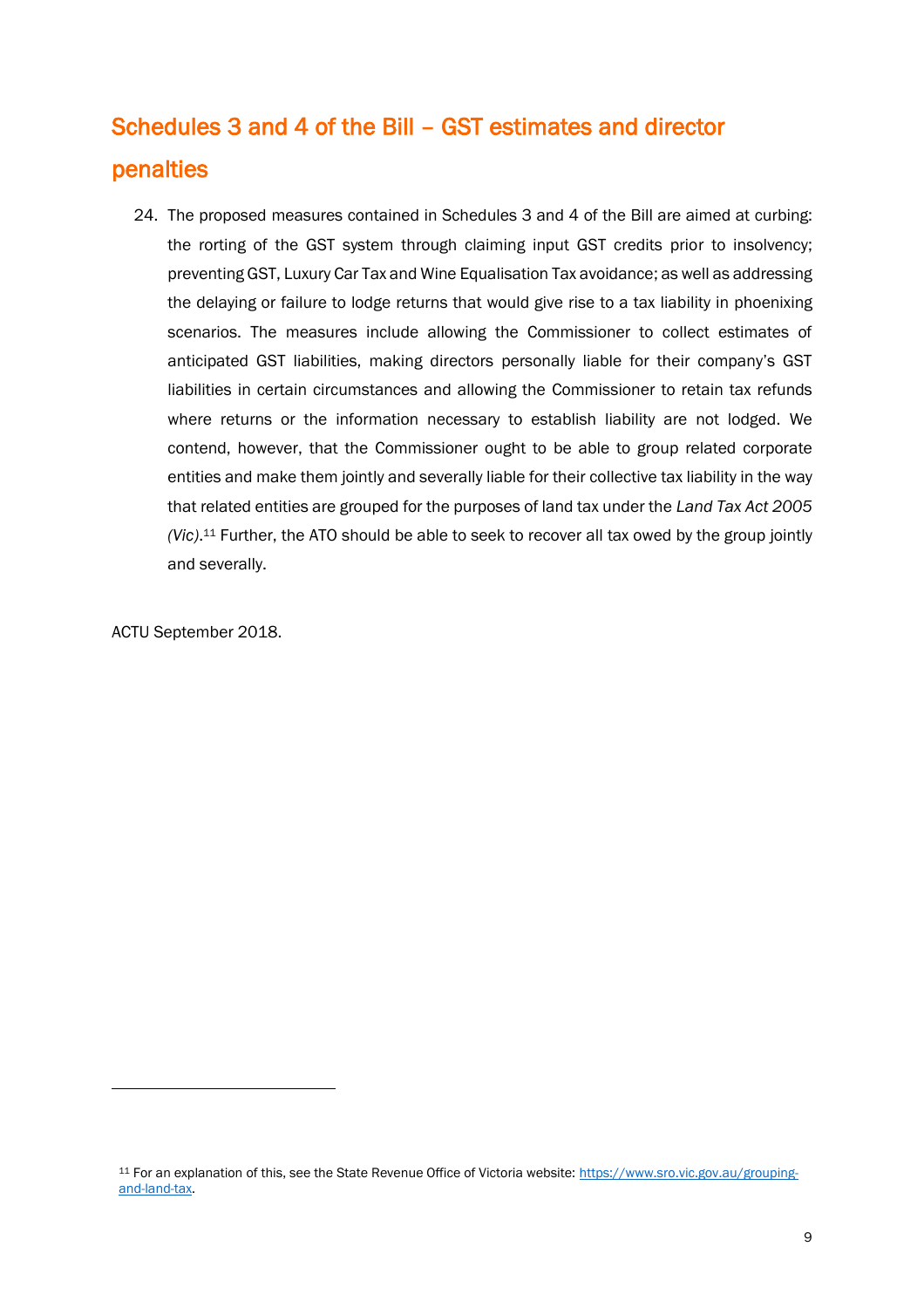## Schedules 3 and 4 of the Bill – GST estimates and director penalties

24. The proposed measures contained in Schedules 3 and 4 of the Bill are aimed at curbing: the rorting of the GST system through claiming input GST credits prior to insolvency; preventing GST, Luxury Car Tax and Wine Equalisation Tax avoidance; as well as addressing the delaying or failure to lodge returns that would give rise to a tax liability in phoenixing scenarios. The measures include allowing the Commissioner to collect estimates of anticipated GST liabilities, making directors personally liable for their company's GST liabilities in certain circumstances and allowing the Commissioner to retain tax refunds where returns or the information necessary to establish liability are not lodged. We contend, however, that the Commissioner ought to be able to group related corporate entities and make them jointly and severally liable for their collective tax liability in the way that related entities are grouped for the purposes of land tax under the *Land Tax Act 2005 (Vic)*.[11] Further, the ATO should be able to seek to recover all tax owed by the group jointly and severally.

ACTU September 2018.

---

[11] For an explanation of this, see the State Revenue Office of Victoria website: https://www.sro.vic.gov.au/grouping-and-land-tax.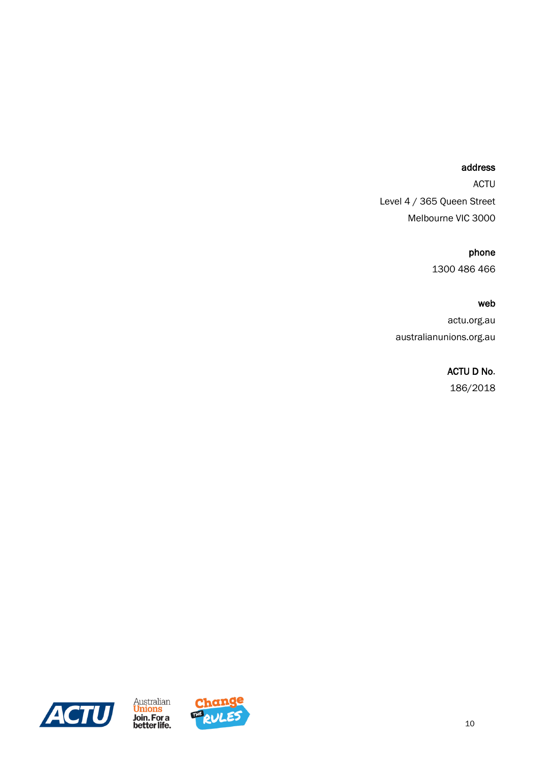**address**

ACTU

Level 4 / 365 Queen Street

Melbourne VIC 3000

**phone**

1300 486 466

**web**

actu.org.au

australianunions.org.au

**ACTU D No.**

186/2018